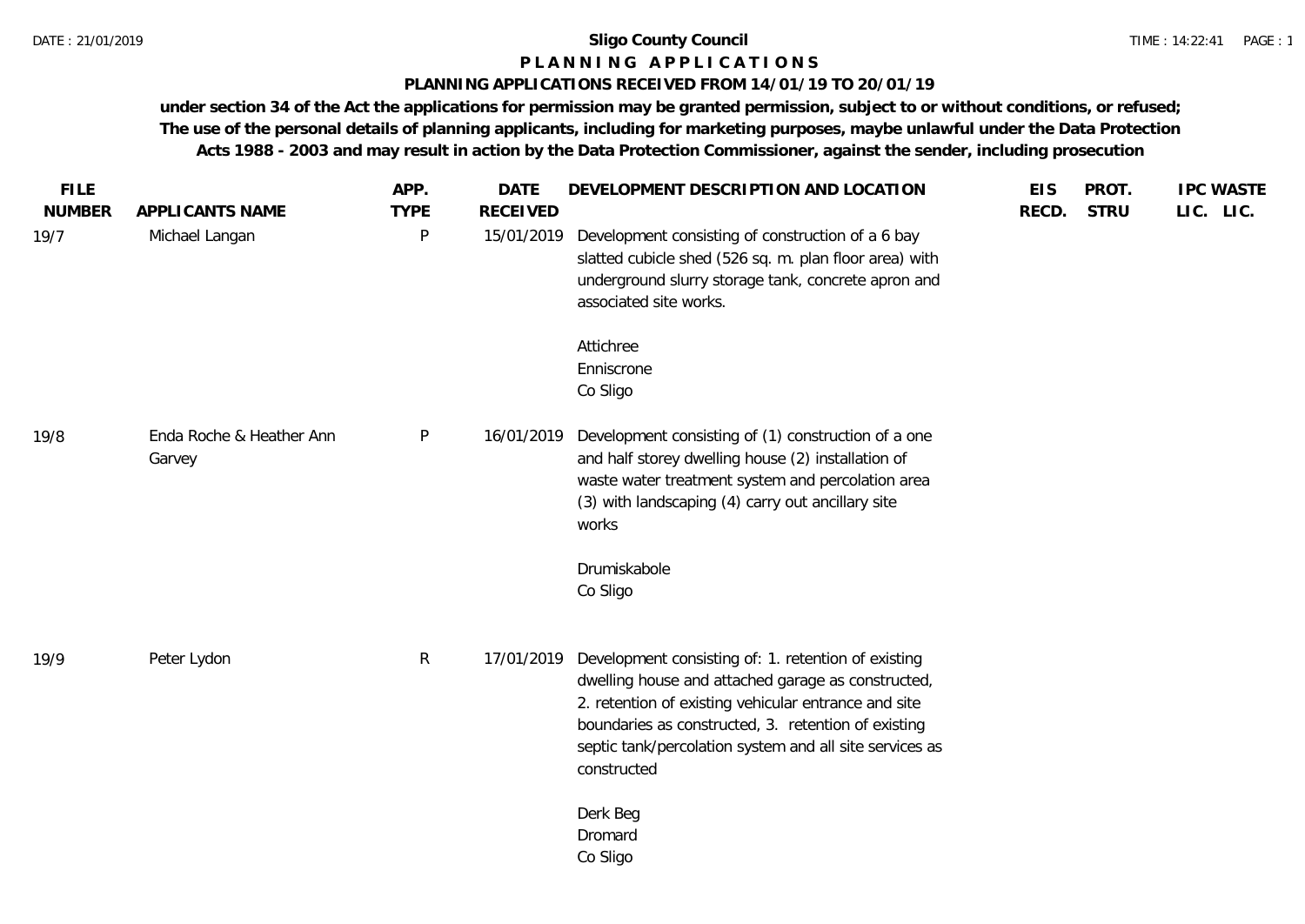# Sligo County Council

## P L A N N I N G   A P P L I C A T I O N S

### PLANNING APPLICATIONS RECEIVED FROM 14/01/19 TO 20/01/19

**under section 34 of the Act the applications for permission may be granted permission, subject to or without conditions, or refused; The use of the personal details of planning applicants, including for marketing purposes, maybe unlawful under the Data Protection Acts 1988 - 2003 and may result in action by the Data Protection Commissioner, against the sender, including prosecution**

| FILE NUMBER | APPLICANTS NAME | APP. TYPE | DATE RECEIVED | DEVELOPMENT DESCRIPTION AND LOCATION | EIS RECD. | PROT. STRU | IPC LIC. | WASTE LIC. |
|---|---|---|---|---|---|---|---|---|
| 19/7 | Michael Langan | P | 15/01/2019 | Development consisting of construction of a 6 bay slatted cubicle shed (526 sq. m. plan floor area) with underground slurry storage tank, concrete apron and associated site works.<br><br>Attichree<br>Enniscrone<br>Co Sligo | | | | |
| 19/8 | Enda Roche & Heather Ann Garvey | P | 16/01/2019 | Development consisting of (1) construction of a one and half storey dwelling house (2) installation of waste water treatment system and percolation area (3) with landscaping (4) carry out ancillary site works<br><br>Drumiskabole<br>Co Sligo | | | | |
| 19/9 | Peter Lydon | R | 17/01/2019 | Development consisting of: 1. retention of existing dwelling house and attached garage as constructed, 2. retention of existing vehicular entrance and site boundaries as constructed, 3. retention of existing septic tank/percolation system and all site services as constructed<br><br>Derk Beg<br>Dromard<br>Co Sligo | | | | |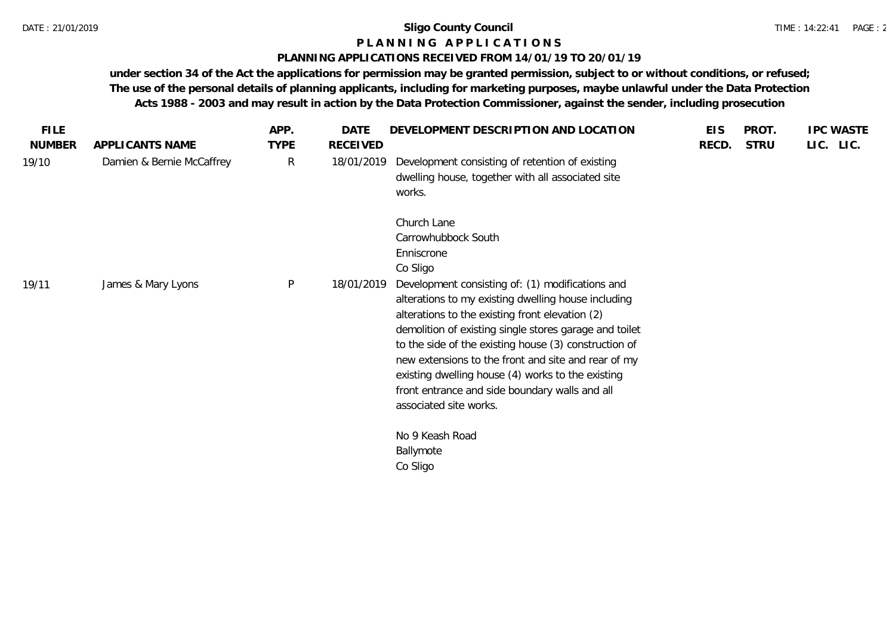**Sligo County Council**

**P L A N N I N G   A P P L I C A T I O N S**

**PLANNING APPLICATIONS RECEIVED FROM 14/01/19 TO 20/01/19**

**under section 34 of the Act the applications for permission may be granted permission, subject to or without conditions, or refused; The use of the personal details of planning applicants, including for marketing purposes, maybe unlawful under the Data Protection Acts 1988 - 2003 and may result in action by the Data Protection Commissioner, against the sender, including prosecution**

| FILE NUMBER | APPLICANTS NAME | APP. TYPE | DATE RECEIVED | DEVELOPMENT DESCRIPTION AND LOCATION | EIS RECD. | PROT. STRU | IPC LIC. | WASTE LIC. |
|---|---|---|---|---|---|---|---|---|
| 19/10 | Damien & Bernie McCaffrey | R | 18/01/2019 | Development consisting of retention of existing dwelling house, together with all associated site works.<br><br>Church Lane<br>Carrowhubbock South<br>Enniscrone<br>Co Sligo | | | | |
| 19/11 | James & Mary Lyons | P | 18/01/2019 | Development consisting of: (1) modifications and alterations to my existing dwelling house including alterations to the existing front elevation (2) demolition of existing single stores garage and toilet to the side of the existing house (3) construction of new extensions to the front and site and rear of my existing dwelling house (4) works to the existing front entrance and side boundary walls and all associated site works.<br><br>No 9 Keash Road<br>Ballymote<br>Co Sligo | | | | |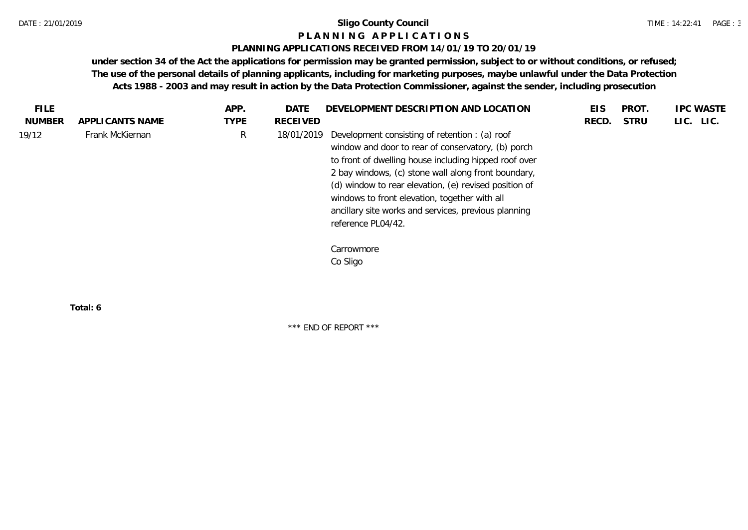# Sligo County Council

## PLANNING APPLICATIONS

### PLANNING APPLICATIONS RECEIVED FROM 14/01/19 TO 20/01/19

**under section 34 of the Act the applications for permission may be granted permission, subject to or without conditions, or refused; The use of the personal details of planning applicants, including for marketing purposes, maybe unlawful under the Data Protection Acts 1988 - 2003 and may result in action by the Data Protection Commissioner, against the sender, including prosecution**

| FILE NUMBER | APPLICANTS NAME | APP. TYPE | DATE RECEIVED | DEVELOPMENT DESCRIPTION AND LOCATION | EIS RECD. | PROT. STRU | IPC LIC. | WASTE LIC. |
|---|---|---|---|---|---|---|---|---|
| 19/12 | Frank McKiernan | R | 18/01/2019 | Development consisting of retention : (a) roof window and door to rear of conservatory, (b) porch to front of dwelling house including hipped roof over 2 bay windows, (c) stone wall along front boundary, (d) window to rear elevation, (e) revised position of windows to front elevation, together with all ancillary site works and services, previous planning reference PL04/42.<br><br>Carrowmore<br>Co Sligo | | | | |

**Total: 6**

\*\*\* END OF REPORT \*\*\*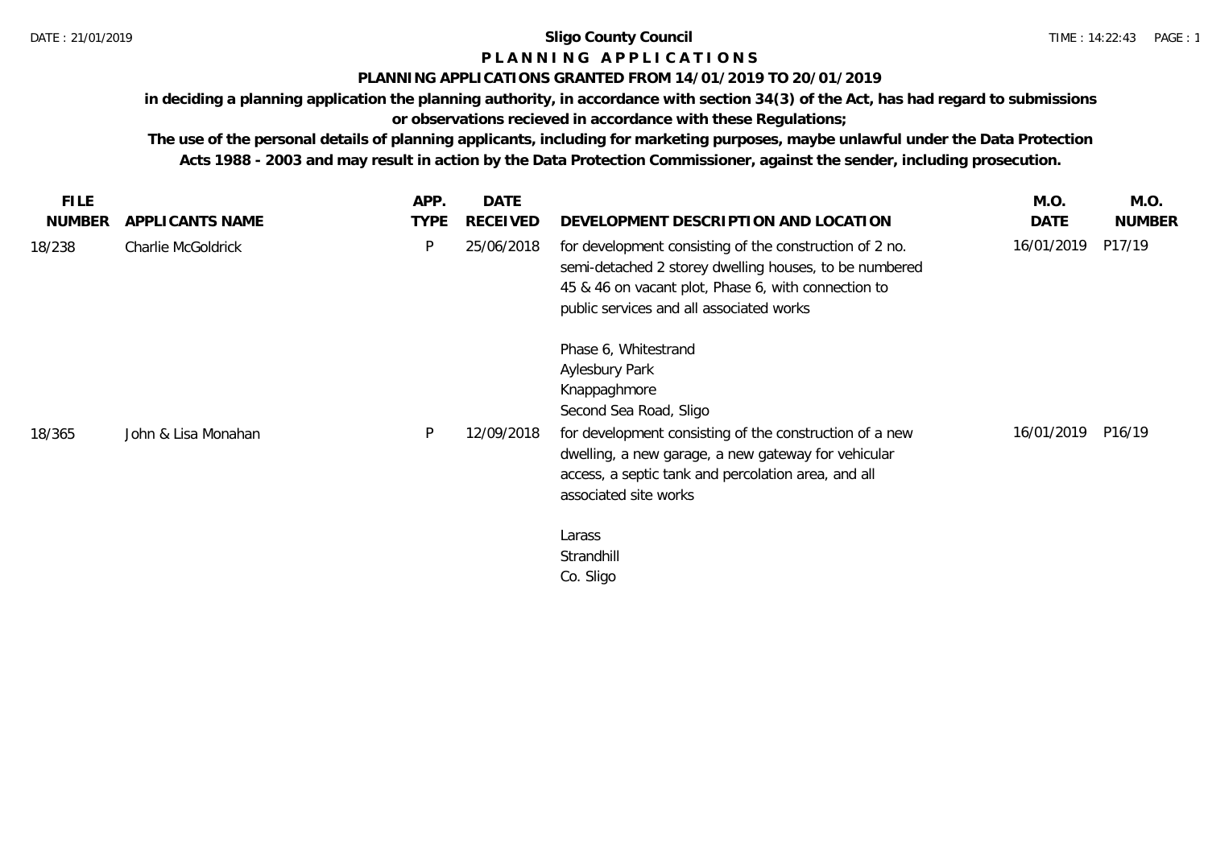**Sligo County Council**

**P L A N N I N G A P P L I C A T I O N S**

**PLANNING APPLICATIONS GRANTED FROM 14/01/2019 TO 20/01/2019**

**in deciding a planning application the planning authority, in accordance with section 34(3) of the Act, has had regard to submissions or observations recieved in accordance with these Regulations;**

**The use of the personal details of planning applicants, including for marketing purposes, maybe unlawful under the Data Protection Acts 1988 - 2003 and may result in action by the Data Protection Commissioner, against the sender, including prosecution.**

| FILE NUMBER | APPLICANTS NAME | APP. TYPE | DATE RECEIVED | DEVELOPMENT DESCRIPTION AND LOCATION | M.O. DATE | M.O. NUMBER |
|---|---|---|---|---|---|---|
| 18/238 | Charlie McGoldrick | P | 25/06/2018 | for development consisting of the construction of 2 no. semi-detached 2 storey dwelling houses, to be numbered 45 & 46 on vacant plot, Phase 6, with connection to public services and all associated works<br><br>Phase 6, Whitestrand<br>Aylesbury Park<br>Knappaghmore<br>Second Sea Road, Sligo | 16/01/2019 | P17/19 |
| 18/365 | John & Lisa Monahan | P | 12/09/2018 | for development consisting of the construction of a new dwelling, a new garage, a new gateway for vehicular access, a septic tank and percolation area, and all associated site works<br><br>Larass<br>Strandhill<br>Co. Sligo | 16/01/2019 | P16/19 |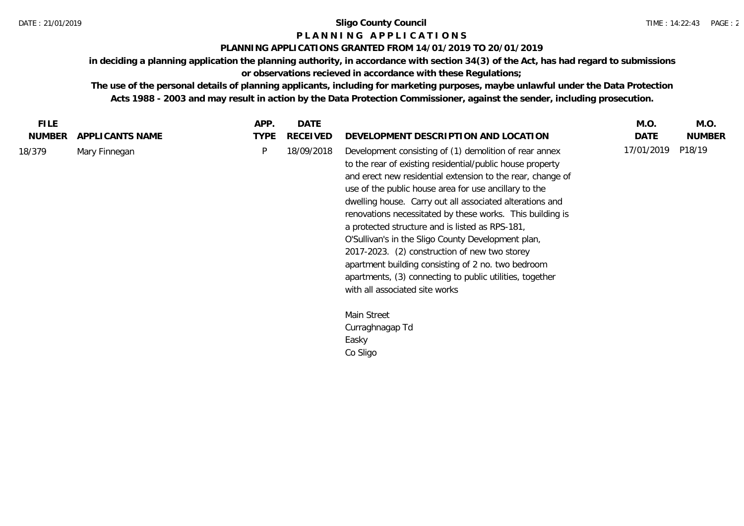**Sligo County Council**

**P L A N N I N G   A P P L I C A T I O N S**

**PLANNING APPLICATIONS GRANTED FROM 14/01/2019 TO 20/01/2019**

**in deciding a planning application the planning authority, in accordance with section 34(3) of the Act, has had regard to submissions or observations recieved in accordance with these Regulations;**

**The use of the personal details of planning applicants, including for marketing purposes, maybe unlawful under the Data Protection Acts 1988 - 2003 and may result in action by the Data Protection Commissioner, against the sender, including prosecution.**

| FILE NUMBER | APPLICANTS NAME | APP. TYPE | DATE RECEIVED | DEVELOPMENT DESCRIPTION AND LOCATION | M.O. DATE | M.O. NUMBER |
|---|---|---|---|---|---|---|
| 18/379 | Mary Finnegan | P | 18/09/2018 | Development consisting of (1) demolition of rear annex to the rear of existing residential/public house property and erect new residential extension to the rear, change of use of the public house area for use ancillary to the dwelling house. Carry out all associated alterations and renovations necessitated by these works. This building is a protected structure and is listed as RPS-181, O'Sullivan's in the Sligo County Development plan, 2017-2023. (2) construction of new two storey apartment building consisting of 2 no. two bedroom apartments, (3) connecting to public utilities, together with all associated site works<br><br>Main Street<br>Curraghnagap Td<br>Easky<br>Co Sligo | 17/01/2019 | P18/19 |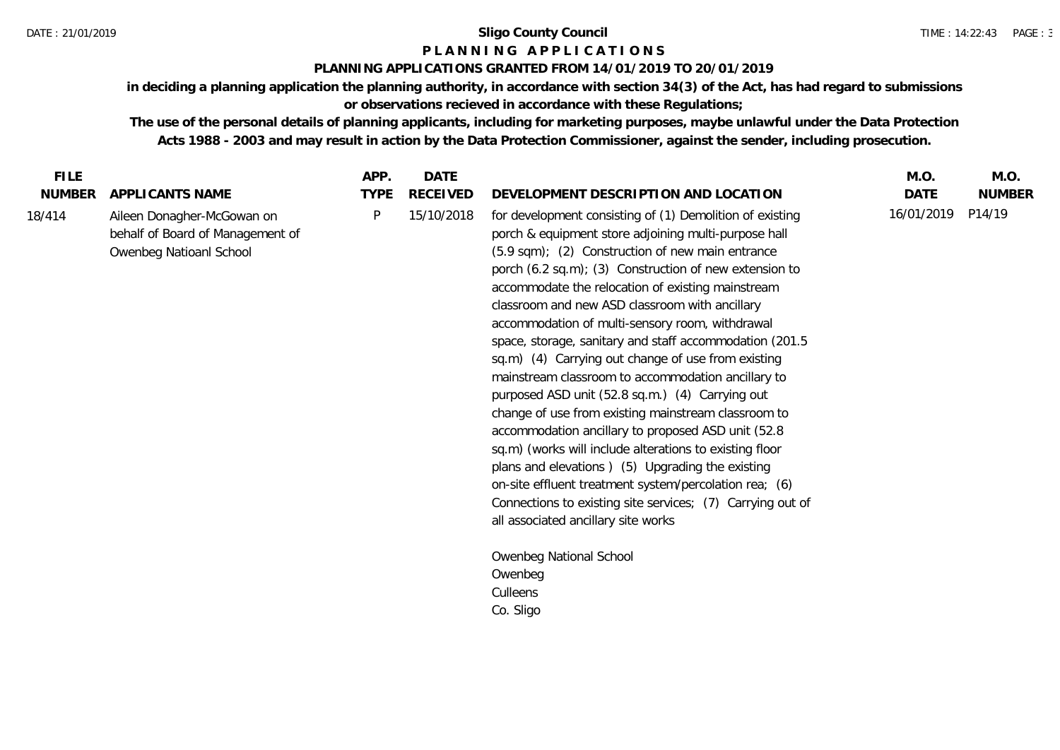# Sligo County Council

## P L A N N I N G   A P P L I C A T I O N S

### PLANNING APPLICATIONS GRANTED FROM 14/01/2019 TO 20/01/2019

**in deciding a planning application the planning authority, in accordance with section 34(3) of the Act, has had regard to submissions or observations recieved in accordance with these Regulations;**

**The use of the personal details of planning applicants, including for marketing purposes, maybe unlawful under the Data Protection Acts 1988 - 2003 and may result in action by the Data Protection Commissioner, against the sender, including prosecution.**

| FILE NUMBER | APPLICANTS NAME | APP. TYPE | DATE RECEIVED | DEVELOPMENT DESCRIPTION AND LOCATION | M.O. DATE | M.O. NUMBER |
|---|---|---|---|---|---|---|
| 18/414 | Aileen Donagher-McGowan on behalf of Board of Management of Owenbeg Natioanl School | P | 15/10/2018 | for development consisting of (1) Demolition of existing porch & equipment store adjoining multi-purpose hall (5.9 sqm); (2) Construction of new main entrance porch (6.2 sq.m); (3) Construction of new extension to accommodate the relocation of existing mainstream classroom and new ASD classroom with ancillary accommodation of multi-sensory room, withdrawal space, storage, sanitary and staff accommodation (201.5 sq.m) (4) Carrying out change of use from existing mainstream classroom to accommodation ancillary to purposed ASD unit (52.8 sq.m.) (4) Carrying out change of use from existing mainstream classroom to accommodation ancillary to proposed ASD unit (52.8 sq.m) (works will include alterations to existing floor plans and elevations ) (5) Upgrading the existing on-site effluent treatment system/percolation rea; (6) Connections to existing site services; (7) Carrying out of all associated ancillary site works<br><br>Owenbeg National School<br>Owenbeg<br>Culleens<br>Co. Sligo | 16/01/2019 | P14/19 |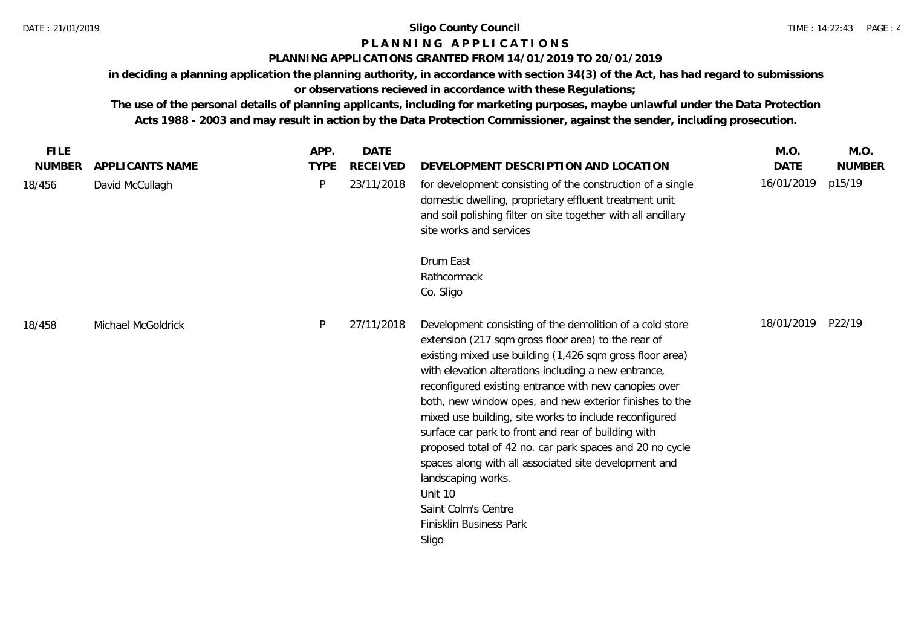**Sligo County Council**

**P L A N N I N G   A P P L I C A T I O N S**

**PLANNING APPLICATIONS GRANTED FROM 14/01/2019 TO 20/01/2019**

**in deciding a planning application the planning authority, in accordance with section 34(3) of the Act, has had regard to submissions or observations recieved in accordance with these Regulations;**

**The use of the personal details of planning applicants, including for marketing purposes, maybe unlawful under the Data Protection Acts 1988 - 2003 and may result in action by the Data Protection Commissioner, against the sender, including prosecution.**

| FILE NUMBER | APPLICANTS NAME | APP. TYPE | DATE RECEIVED | DEVELOPMENT DESCRIPTION AND LOCATION | M.O. DATE | M.O. NUMBER |
|---|---|---|---|---|---|---|
| 18/456 | David McCullagh | P | 23/11/2018 | for development consisting of the construction of a single domestic dwelling, proprietary effluent treatment unit and soil polishing filter on site together with all ancillary site works and services<br><br>Drum East<br>Rathcormack<br>Co. Sligo | 16/01/2019 | p15/19 |
| 18/458 | Michael McGoldrick | P | 27/11/2018 | Development consisting of the demolition of a cold store extension (217 sqm gross floor area) to the rear of existing mixed use building (1,426 sqm gross floor area) with elevation alterations including a new entrance, reconfigured existing entrance with new canopies over both, new window opes, and new exterior finishes to the mixed use building, site works to include reconfigured surface car park to front and rear of building with proposed total of 42 no. car park spaces and 20 no cycle spaces along with all associated site development and landscaping works.<br>Unit 10<br>Saint Colm's Centre<br>Finisklin Business Park<br>Sligo | 18/01/2019 | P22/19 |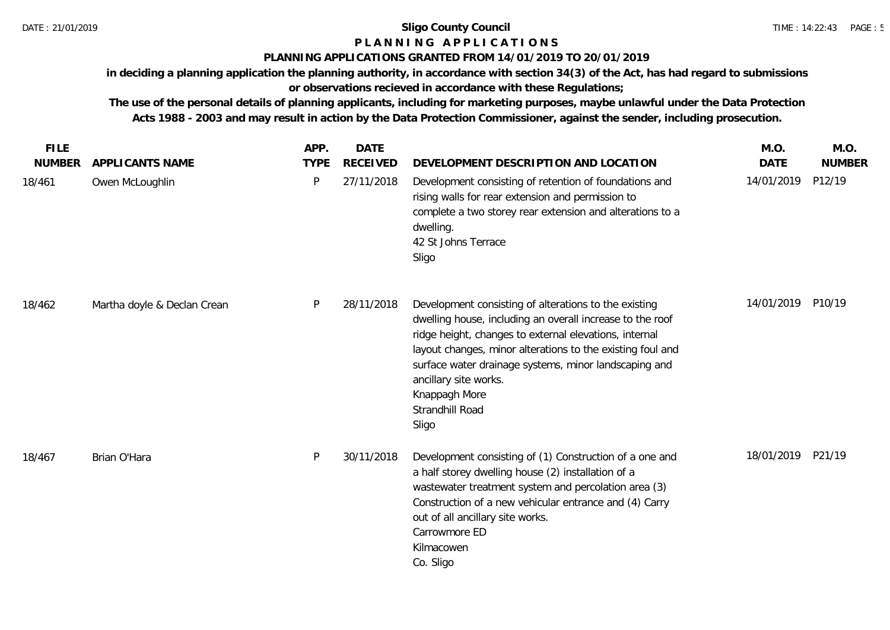**Sligo County Council**

# P L A N N I N G   A P P L I C A T I O N S

## PLANNING APPLICATIONS GRANTED FROM 14/01/2019 TO 20/01/2019

**in deciding a planning application the planning authority, in accordance with section 34(3) of the Act, has had regard to submissions or observations recieved in accordance with these Regulations;**

**The use of the personal details of planning applicants, including for marketing purposes, maybe unlawful under the Data Protection Acts 1988 - 2003 and may result in action by the Data Protection Commissioner, against the sender, including prosecution.**

| FILE NUMBER | APPLICANTS NAME | APP. TYPE | DATE RECEIVED | DEVELOPMENT DESCRIPTION AND LOCATION | M.O. DATE | M.O. NUMBER |
|---|---|---|---|---|---|---|
| 18/461 | Owen McLoughlin | P | 27/11/2018 | Development consisting of retention of foundations and rising walls for rear extension and permission to complete a two storey rear extension and alterations to a dwelling.<br>42 St Johns Terrace<br>Sligo | 14/01/2019 | P12/19 |
| 18/462 | Martha doyle & Declan Crean | P | 28/11/2018 | Development consisting of alterations to the existing dwelling house, including an overall increase to the roof ridge height, changes to external elevations, internal layout changes, minor alterations to the existing foul and surface water drainage systems, minor landscaping and ancillary site works.<br>Knappagh More<br>Strandhill Road<br>Sligo | 14/01/2019 | P10/19 |
| 18/467 | Brian O'Hara | P | 30/11/2018 | Development consisting of (1) Construction of a one and a half storey dwelling house (2) installation of a wastewater treatment system and percolation area (3) Construction of a new vehicular entrance and (4) Carry out of all ancillary site works.<br>Carrowmore ED<br>Kilmacowen<br>Co. Sligo | 18/01/2019 | P21/19 |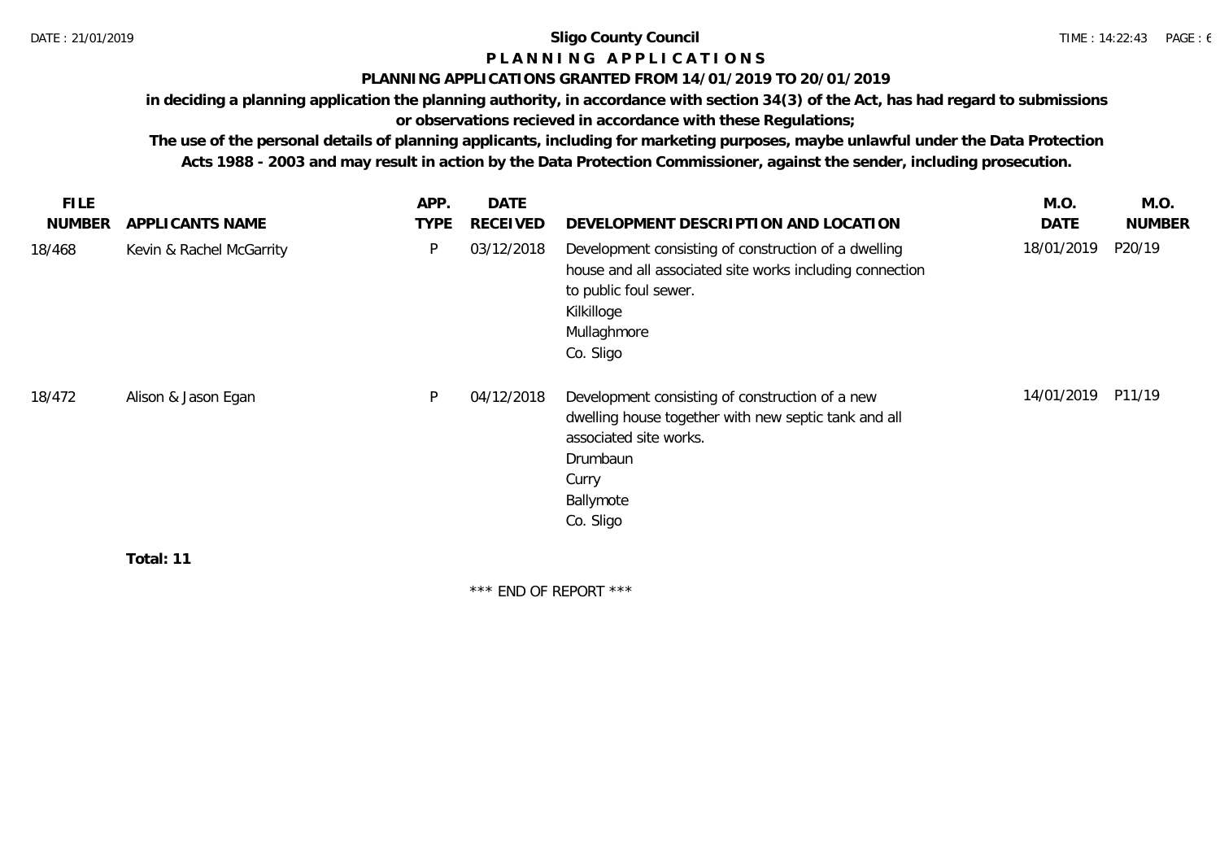# Sligo County Council

## P L A N N I N G   A P P L I C A T I O N S

### PLANNING APPLICATIONS GRANTED FROM 14/01/2019 TO 20/01/2019

**in deciding a planning application the planning authority, in accordance with section 34(3) of the Act, has had regard to submissions or observations recieved in accordance with these Regulations;**

**The use of the personal details of planning applicants, including for marketing purposes, maybe unlawful under the Data Protection Acts 1988 - 2003 and may result in action by the Data Protection Commissioner, against the sender, including prosecution.**

| FILE NUMBER | APPLICANTS NAME | APP. TYPE | DATE RECEIVED | DEVELOPMENT DESCRIPTION AND LOCATION | M.O. DATE | M.O. NUMBER |
|---|---|---|---|---|---|---|
| 18/468 | Kevin & Rachel McGarrity | P | 03/12/2018 | Development consisting of construction of a dwelling house and all associated site works including connection to public foul sewer. Kilkilloge Mullaghmore Co. Sligo | 18/01/2019 | P20/19 |
| 18/472 | Alison & Jason Egan | P | 04/12/2018 | Development consisting of construction of a new dwelling house together with new septic tank and all associated site works. Drumbaun Curry Ballymote Co. Sligo | 14/01/2019 | P11/19 |

**Total: 11**

\*\*\* END OF REPORT \*\*\*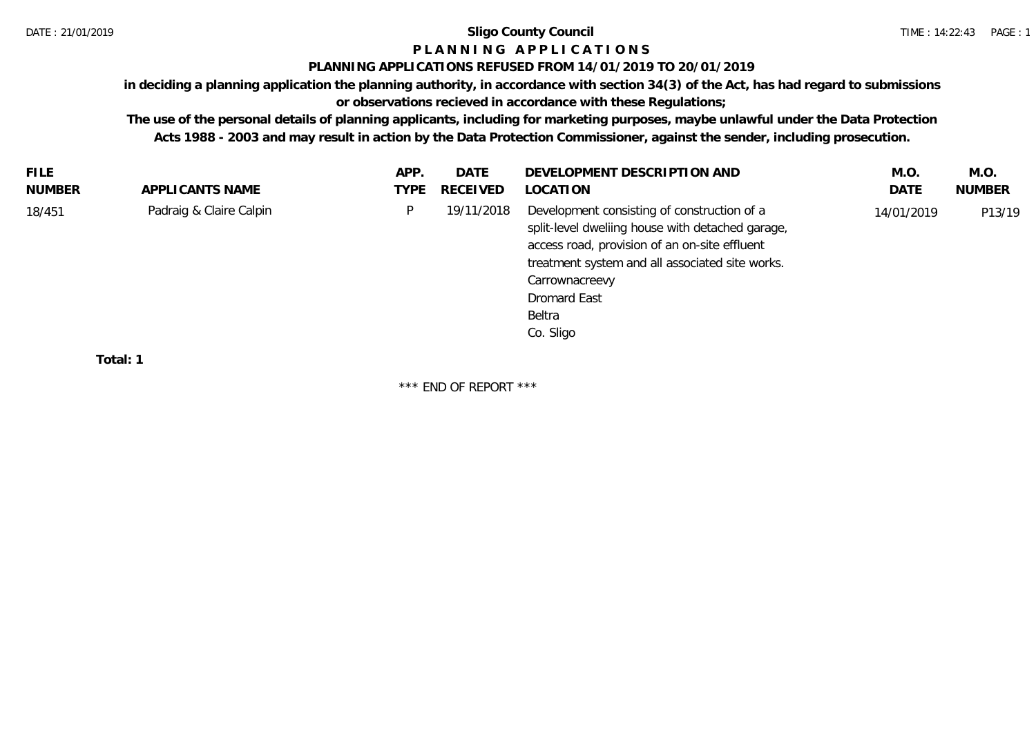**Sligo County Council**

**P L A N N I N G   A P P L I C A T I O N S**

**PLANNING APPLICATIONS REFUSED FROM 14/01/2019 TO 20/01/2019**

**in deciding a planning application the planning authority, in accordance with section 34(3) of the Act, has had regard to submissions or observations recieved in accordance with these Regulations;**

**The use of the personal details of planning applicants, including for marketing purposes, maybe unlawful under the Data Protection Acts 1988 - 2003 and may result in action by the Data Protection Commissioner, against the sender, including prosecution.**

| FILE NUMBER | APPLICANTS NAME | APP. TYPE | DATE RECEIVED | DEVELOPMENT DESCRIPTION AND LOCATION | M.O. DATE | M.O. NUMBER |
|---|---|---|---|---|---|---|
| 18/451 | Padraig & Claire Calpin | P | 19/11/2018 | Development consisting of construction of a split-level dweliing house with detached garage, access road, provision of an on-site effluent treatment system and all associated site works. Carrownacreevy Dromard East Beltra Co. Sligo | 14/01/2019 | P13/19 |

**Total: 1**

\*\*\* END OF REPORT \*\*\*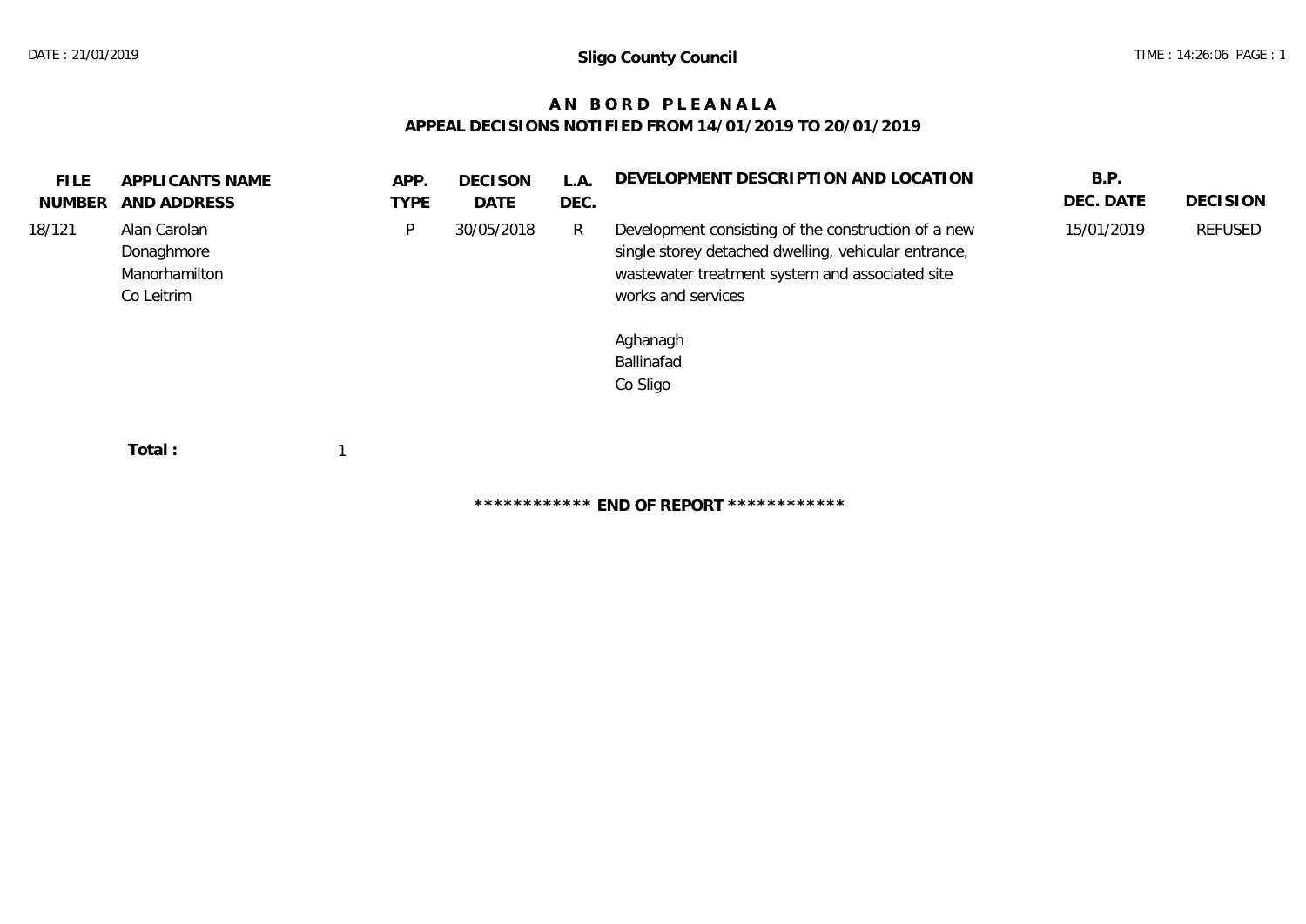Sligo County Council

# AN BORD PLEANALA

## APPEAL DECISIONS NOTIFIED FROM 14/01/2019 TO 20/01/2019

| FILE NUMBER | APPLICANTS NAME AND ADDRESS | APP. TYPE | DECISON DATE | L.A. DEC. | DEVELOPMENT DESCRIPTION AND LOCATION | B.P. DEC. DATE | DECISION |
|---|---|---|---|---|---|---|---|
| 18/121 | Alan Carolan<br>Donaghmore<br>Manorhamilton<br>Co Leitrim | P | 30/05/2018 | R | Development consisting of the construction of a new single storey detached dwelling, vehicular entrance, wastewater treatment system and associated site works and services<br><br>Aghanagh<br>Ballinafad<br>Co Sligo | 15/01/2019 | REFUSED |

**Total :** 1

************ **END OF REPORT** ************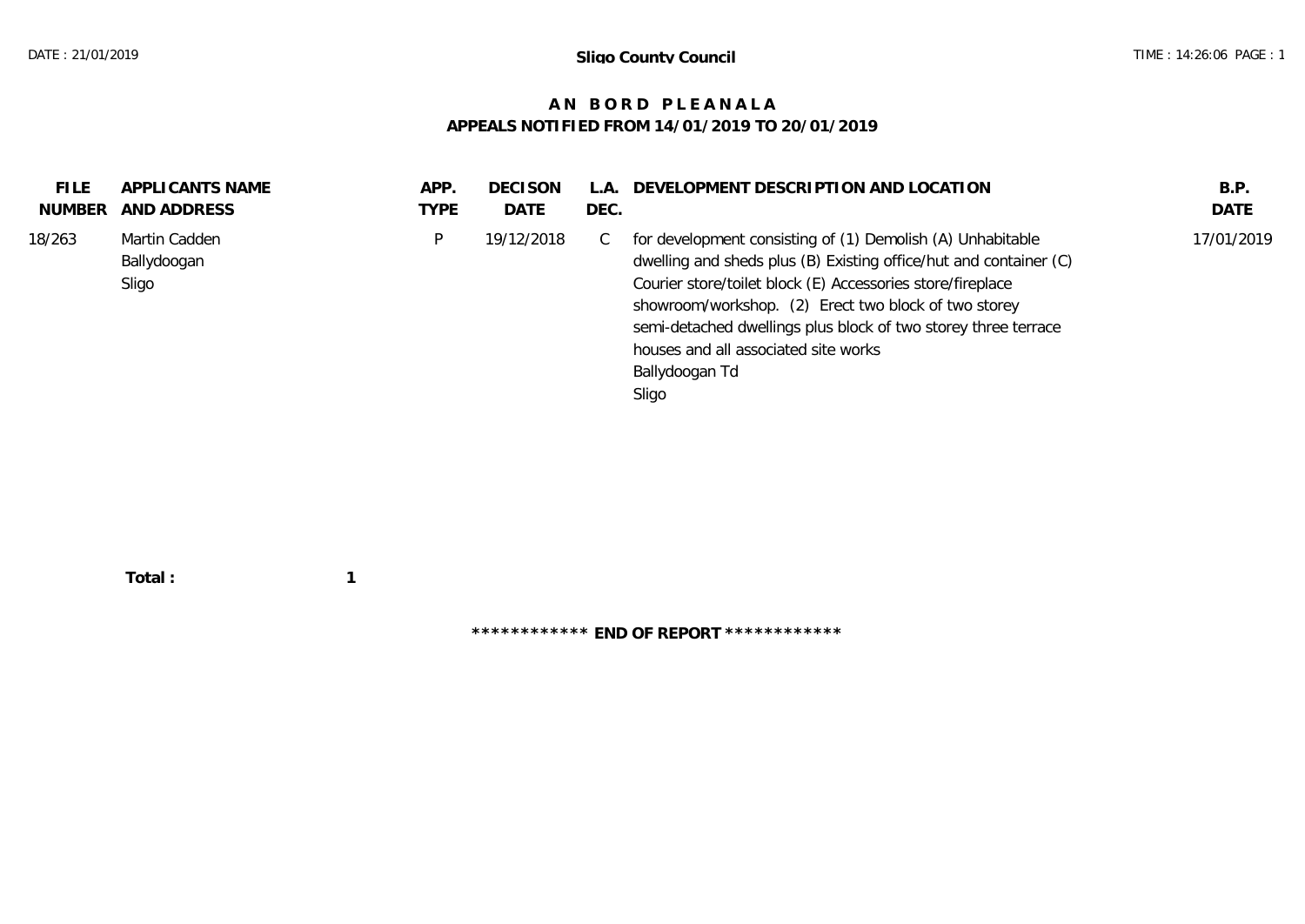**Sligo County Council**

# AN BORD PLEANALA
## APPEALS NOTIFIED FROM 14/01/2019 TO 20/01/2019

| FILE NUMBER | APPLICANTS NAME AND ADDRESS | APP. TYPE | DECISON DATE | L.A. DEC. | DEVELOPMENT DESCRIPTION AND LOCATION | B.P. DATE |
|---|---|---|---|---|---|---|
| 18/263 | Martin Cadden Ballydoogan Sligo | P | 19/12/2018 | C | for development consisting of (1) Demolish (A) Unhabitable dwelling and sheds plus (B) Existing office/hut and container (C) Courier store/toilet block (E) Accessories store/fireplace showroom/workshop. (2) Erect two block of two storey semi-detached dwellings plus block of two storey three terrace houses and all associated site works Ballydoogan Td Sligo | 17/01/2019 |

**Total : 1**

**\*\*\*\*\*\*\*\*\*\*\*\* END OF REPORT \*\*\*\*\*\*\*\*\*\*\*\***